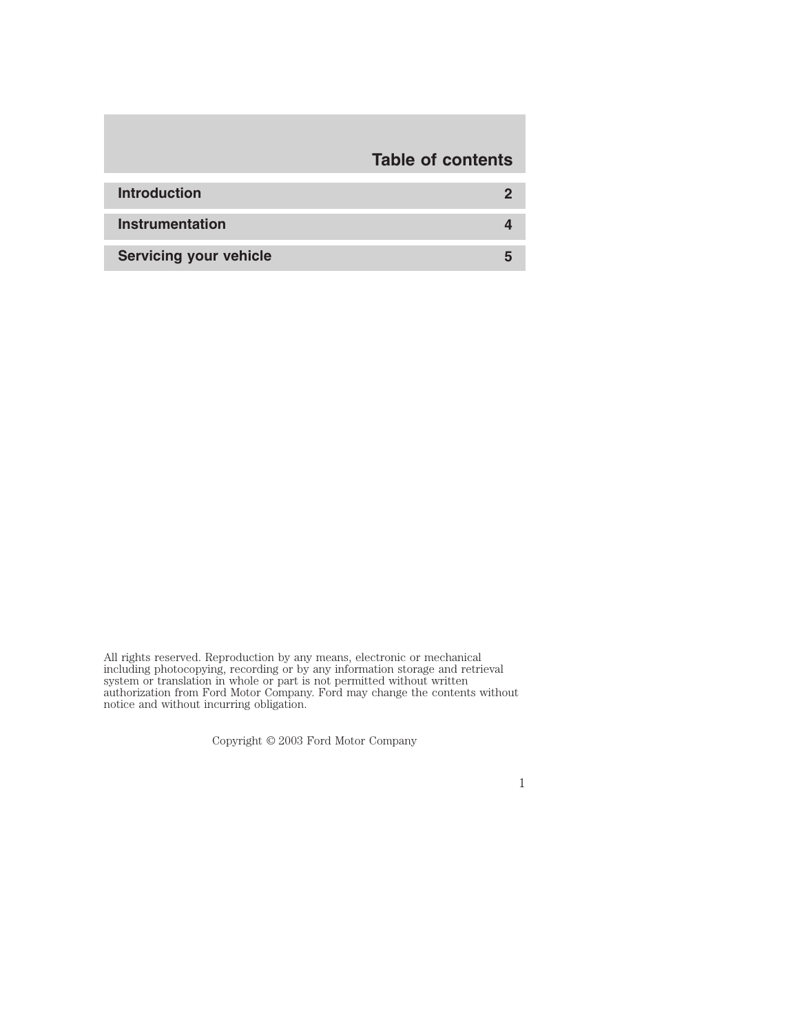# Table of contents

| | |
|---|---|
| **Introduction** | **2** |
| **Instrumentation** | **4** |
| **Servicing your vehicle** | **5** |

All rights reserved. Reproduction by any means, electronic or mechanical including photocopying, recording or by any information storage and retrieval system or translation in whole or part is not permitted without written authorization from Ford Motor Company. Ford may change the contents without notice and without incurring obligation.

Copyright © 2003 Ford Motor Company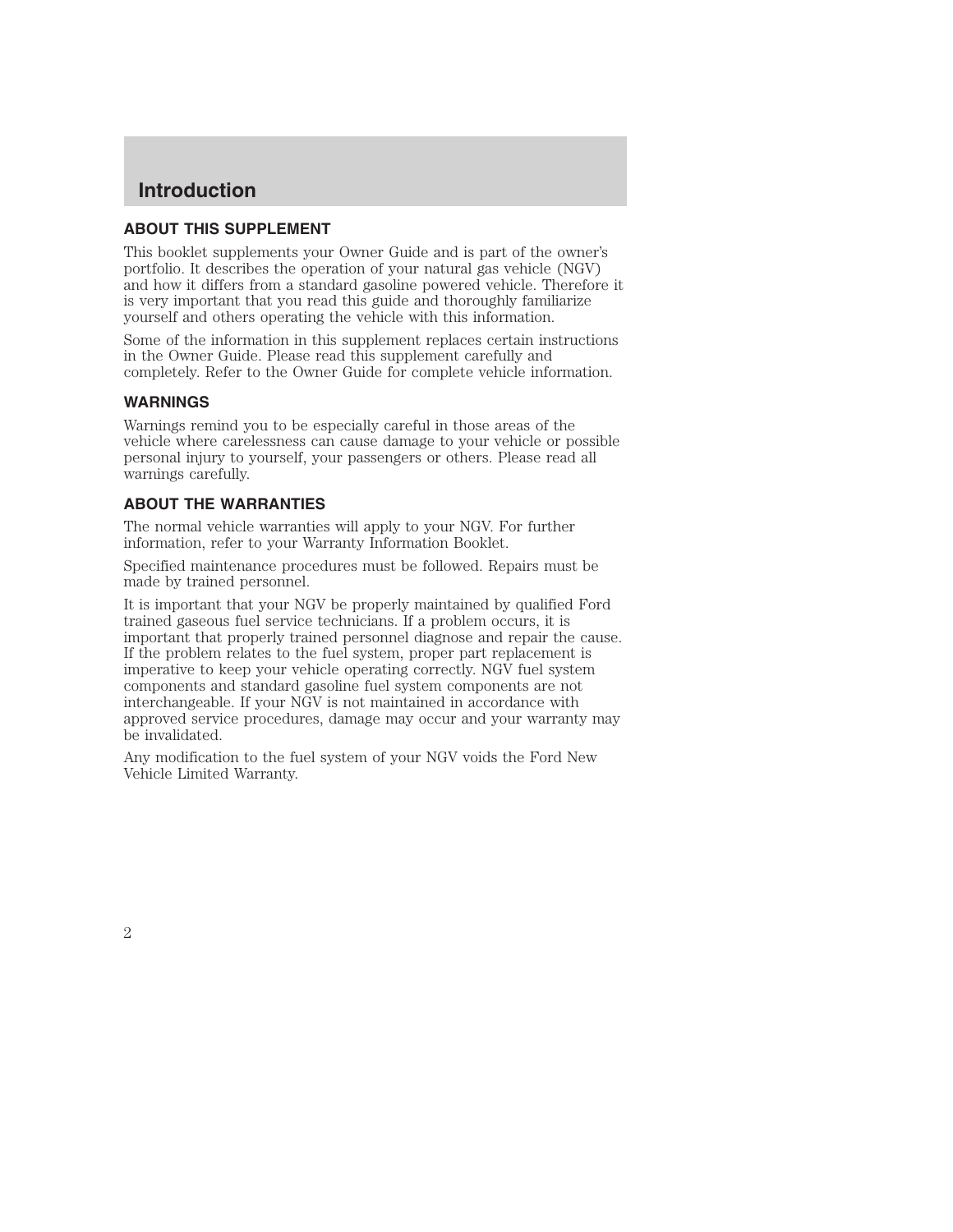# Introduction

## ABOUT THIS SUPPLEMENT

This booklet supplements your Owner Guide and is part of the owner's portfolio. It describes the operation of your natural gas vehicle (NGV) and how it differs from a standard gasoline powered vehicle. Therefore it is very important that you read this guide and thoroughly familiarize yourself and others operating the vehicle with this information.

Some of the information in this supplement replaces certain instructions in the Owner Guide. Please read this supplement carefully and completely. Refer to the Owner Guide for complete vehicle information.

## WARNINGS

Warnings remind you to be especially careful in those areas of the vehicle where carelessness can cause damage to your vehicle or possible personal injury to yourself, your passengers or others. Please read all warnings carefully.

## ABOUT THE WARRANTIES

The normal vehicle warranties will apply to your NGV. For further information, refer to your Warranty Information Booklet.

Specified maintenance procedures must be followed. Repairs must be made by trained personnel.

It is important that your NGV be properly maintained by qualified Ford trained gaseous fuel service technicians. If a problem occurs, it is important that properly trained personnel diagnose and repair the cause. If the problem relates to the fuel system, proper part replacement is imperative to keep your vehicle operating correctly. NGV fuel system components and standard gasoline fuel system components are not interchangeable. If your NGV is not maintained in accordance with approved service procedures, damage may occur and your warranty may be invalidated.

Any modification to the fuel system of your NGV voids the Ford New Vehicle Limited Warranty.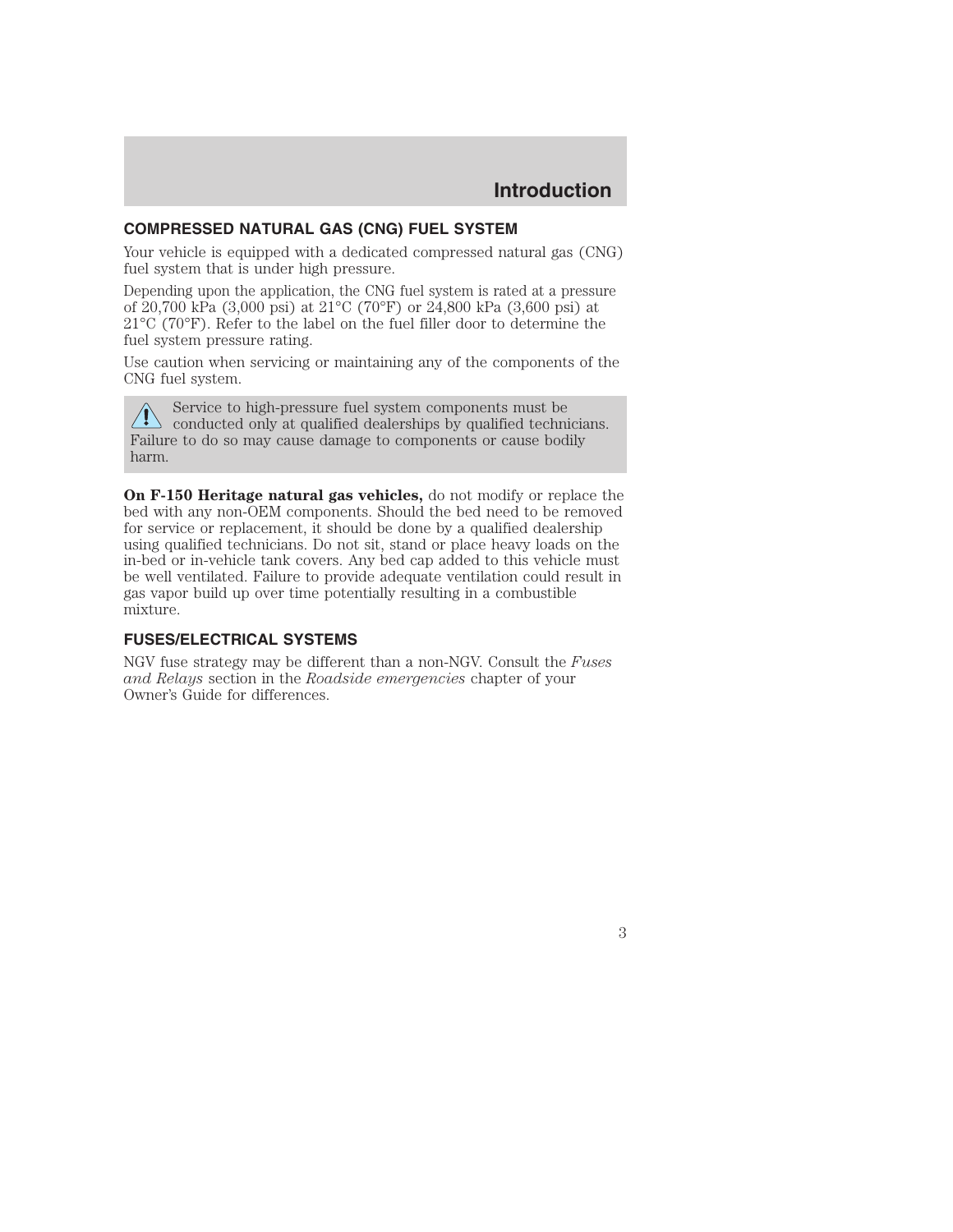## COMPRESSED NATURAL GAS (CNG) FUEL SYSTEM

Your vehicle is equipped with a dedicated compressed natural gas (CNG) fuel system that is under high pressure.

Depending upon the application, the CNG fuel system is rated at a pressure of 20,700 kPa (3,000 psi) at 21°C (70°F) or 24,800 kPa (3,600 psi) at 21°C (70°F). Refer to the label on the fuel filler door to determine the fuel system pressure rating.

Use caution when servicing or maintaining any of the components of the CNG fuel system.

> ⚠ Service to high-pressure fuel system components must be conducted only at qualified dealerships by qualified technicians. Failure to do so may cause damage to components or cause bodily harm.

**On F-150 Heritage natural gas vehicles,** do not modify or replace the bed with any non-OEM components. Should the bed need to be removed for service or replacement, it should be done by a qualified dealership using qualified technicians. Do not sit, stand or place heavy loads on the in-bed or in-vehicle tank covers. Any bed cap added to this vehicle must be well ventilated. Failure to provide adequate ventilation could result in gas vapor build up over time potentially resulting in a combustible mixture.

## FUSES/ELECTRICAL SYSTEMS

NGV fuse strategy may be different than a non-NGV. Consult the *Fuses and Relays* section in the *Roadside emergencies* chapter of your Owner's Guide for differences.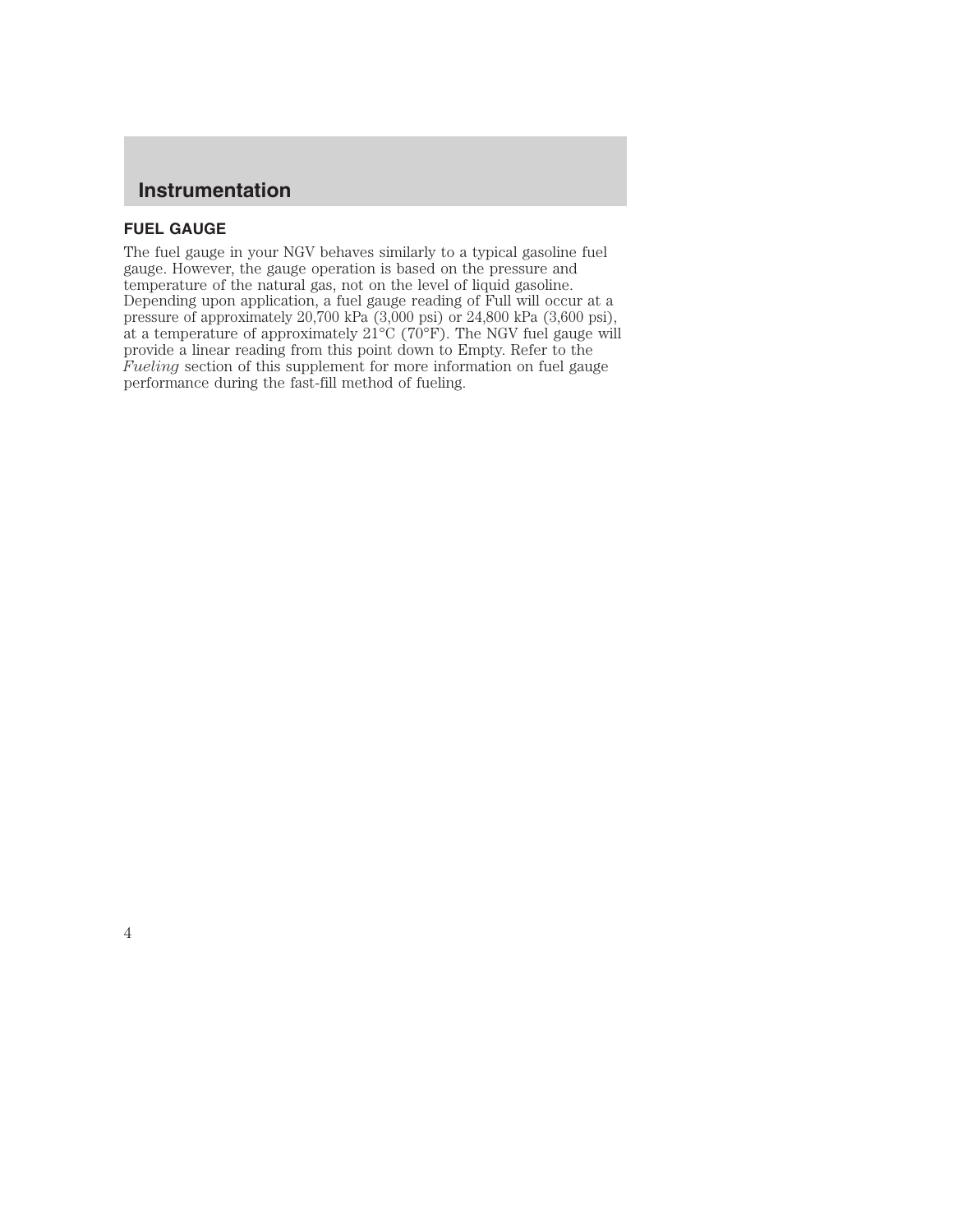# Instrumentation

## FUEL GAUGE

The fuel gauge in your NGV behaves similarly to a typical gasoline fuel gauge. However, the gauge operation is based on the pressure and temperature of the natural gas, not on the level of liquid gasoline. Depending upon application, a fuel gauge reading of Full will occur at a pressure of approximately 20,700 kPa (3,000 psi) or 24,800 kPa (3,600 psi), at a temperature of approximately 21°C (70°F). The NGV fuel gauge will provide a linear reading from this point down to Empty. Refer to the *Fueling* section of this supplement for more information on fuel gauge performance during the fast-fill method of fueling.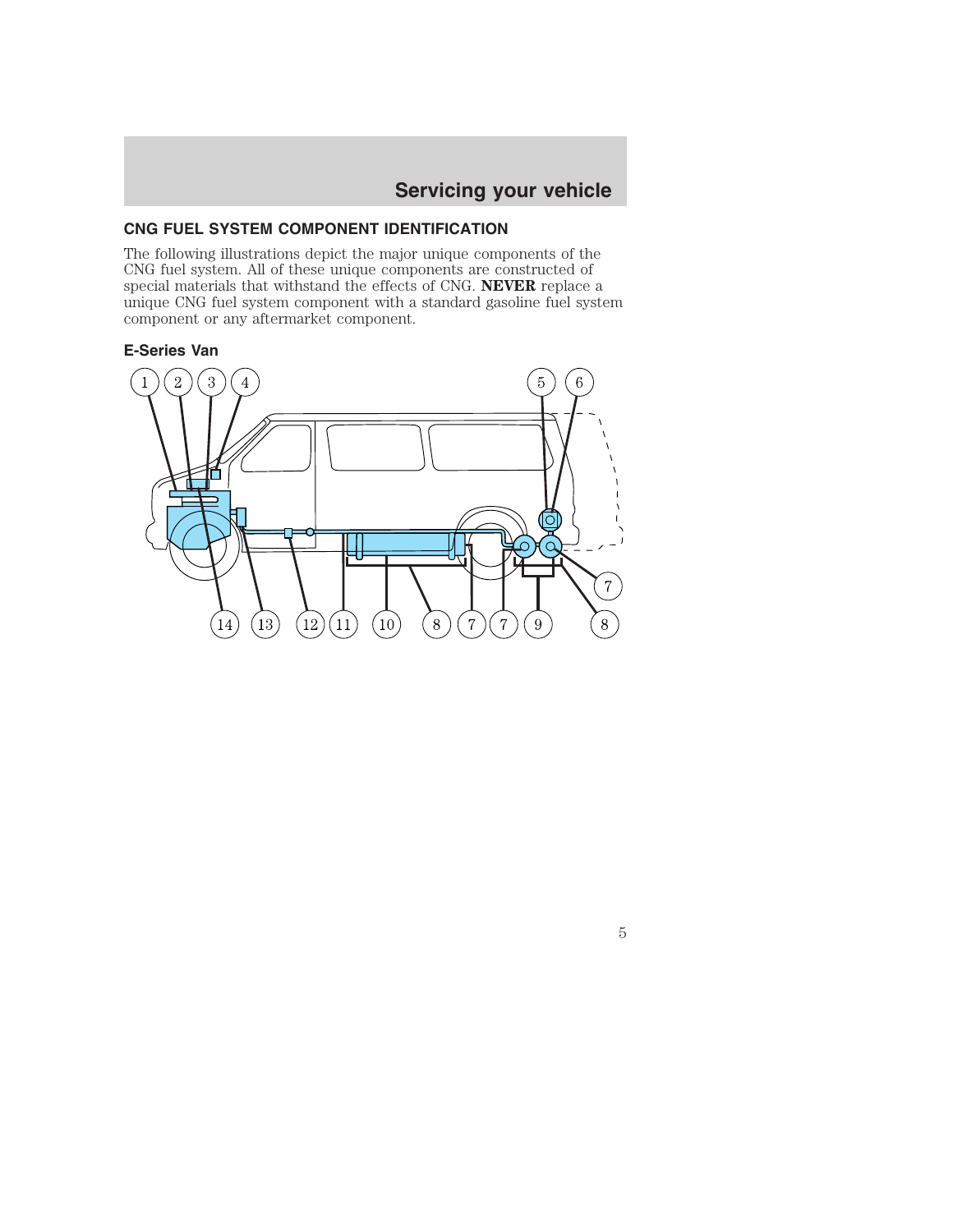## CNG FUEL SYSTEM COMPONENT IDENTIFICATION

The following illustrations depict the major unique components of the CNG fuel system. All of these unique components are constructed of special materials that withstand the effects of CNG. **NEVER** replace a unique CNG fuel system component with a standard gasoline fuel system component or any aftermarket component.

### E-Series Van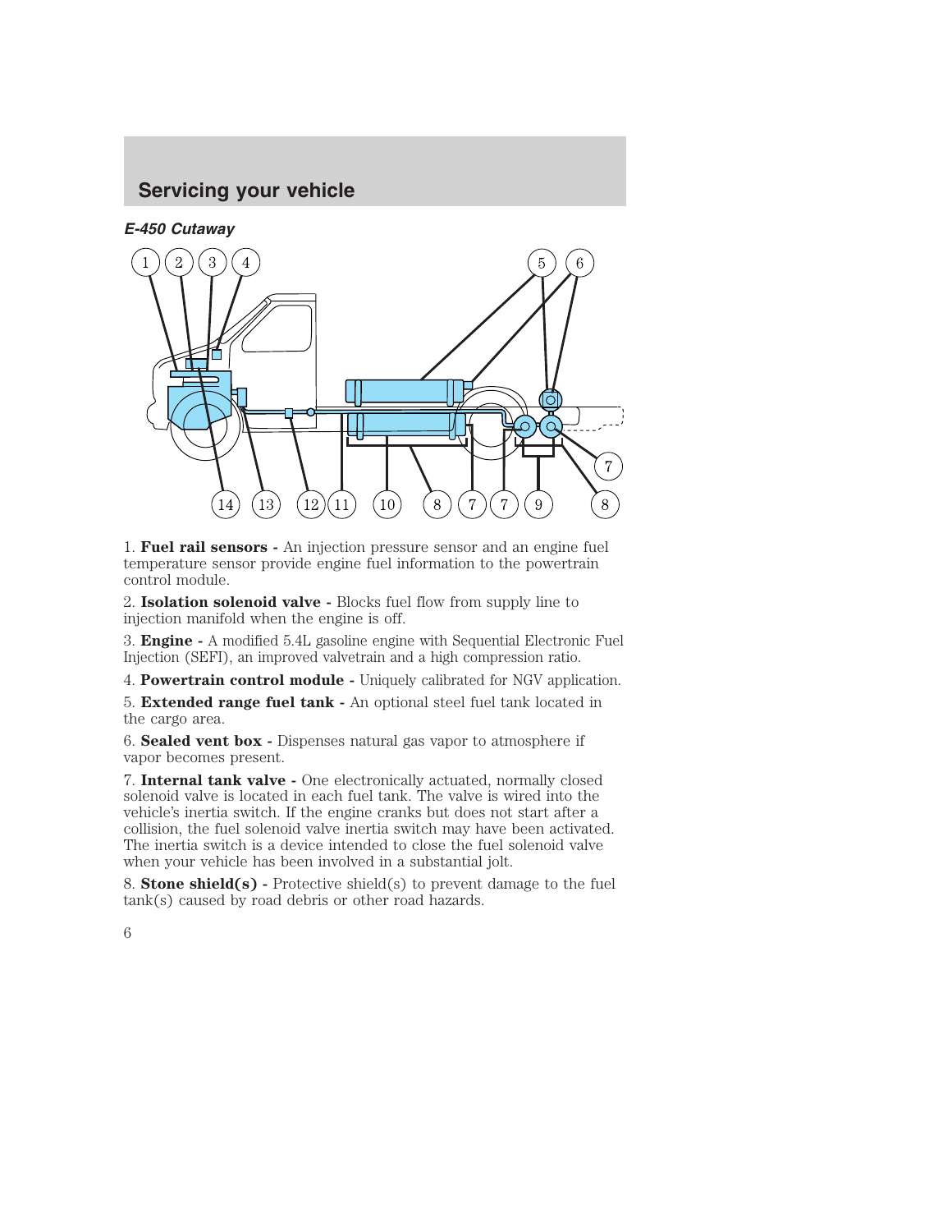### *E-450 Cutaway*

1. **Fuel rail sensors -** An injection pressure sensor and an engine fuel temperature sensor provide engine fuel information to the powertrain control module.

2. **Isolation solenoid valve -** Blocks fuel flow from supply line to injection manifold when the engine is off.

3. **Engine -** A modified 5.4L gasoline engine with Sequential Electronic Fuel Injection (SEFI), an improved valvetrain and a high compression ratio.

4. **Powertrain control module -** Uniquely calibrated for NGV application.

5. **Extended range fuel tank -** An optional steel fuel tank located in the cargo area.

6. **Sealed vent box -** Dispenses natural gas vapor to atmosphere if vapor becomes present.

7. **Internal tank valve -** One electronically actuated, normally closed solenoid valve is located in each fuel tank. The valve is wired into the vehicle's inertia switch. If the engine cranks but does not start after a collision, the fuel solenoid valve inertia switch may have been activated. The inertia switch is a device intended to close the fuel solenoid valve when your vehicle has been involved in a substantial jolt.

8. **Stone shield(s) -** Protective shield(s) to prevent damage to the fuel tank(s) caused by road debris or other road hazards.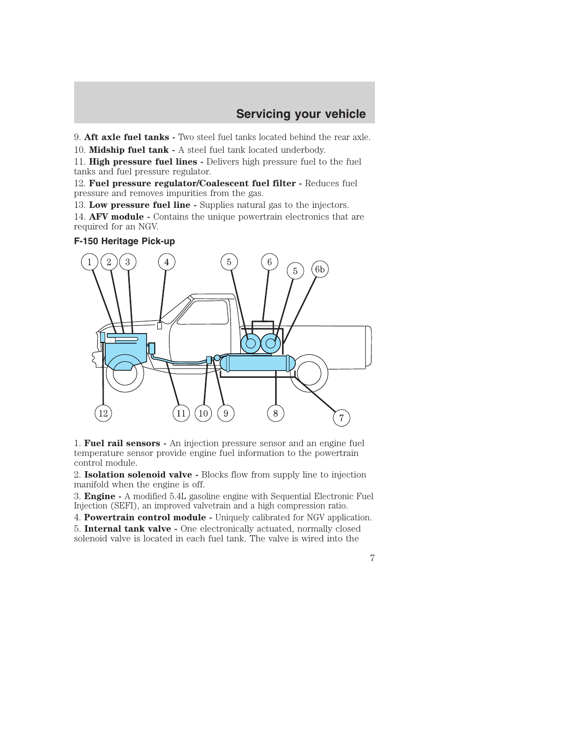9. **Aft axle fuel tanks -** Two steel fuel tanks located behind the rear axle.

10. **Midship fuel tank -** A steel fuel tank located underbody.

11. **High pressure fuel lines -** Delivers high pressure fuel to the fuel tanks and fuel pressure regulator.

12. **Fuel pressure regulator/Coalescent fuel filter -** Reduces fuel pressure and removes impurities from the gas.

13. **Low pressure fuel line -** Supplies natural gas to the injectors.

14. **AFV module -** Contains the unique powertrain electronics that are required for an NGV.

### F-150 Heritage Pick-up

1. **Fuel rail sensors -** An injection pressure sensor and an engine fuel temperature sensor provide engine fuel information to the powertrain control module.

2. **Isolation solenoid valve -** Blocks flow from supply line to injection manifold when the engine is off.

3. **Engine -** A modified 5.4L gasoline engine with Sequential Electronic Fuel Injection (SEFI), an improved valvetrain and a high compression ratio.

4. **Powertrain control module -** Uniquely calibrated for NGV application.

5. **Internal tank valve -** One electronically actuated, normally closed solenoid valve is located in each fuel tank. The valve is wired into the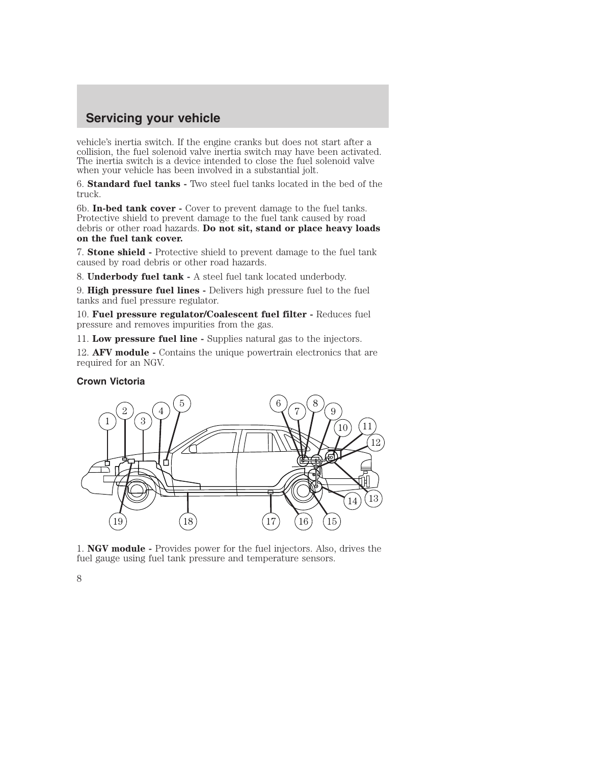vehicle's inertia switch. If the engine cranks but does not start after a collision, the fuel solenoid valve inertia switch may have been activated. The inertia switch is a device intended to close the fuel solenoid valve when your vehicle has been involved in a substantial jolt.

6. **Standard fuel tanks -** Two steel fuel tanks located in the bed of the truck.

6b. **In-bed tank cover -** Cover to prevent damage to the fuel tanks. Protective shield to prevent damage to the fuel tank caused by road debris or other road hazards. **Do not sit, stand or place heavy loads on the fuel tank cover.**

7. **Stone shield -** Protective shield to prevent damage to the fuel tank caused by road debris or other road hazards.

8. **Underbody fuel tank -** A steel fuel tank located underbody.

9. **High pressure fuel lines -** Delivers high pressure fuel to the fuel tanks and fuel pressure regulator.

10. **Fuel pressure regulator/Coalescent fuel filter -** Reduces fuel pressure and removes impurities from the gas.

11. **Low pressure fuel line -** Supplies natural gas to the injectors.

12. **AFV module -** Contains the unique powertrain electronics that are required for an NGV.

### Crown Victoria

1. **NGV module -** Provides power for the fuel injectors. Also, drives the fuel gauge using fuel tank pressure and temperature sensors.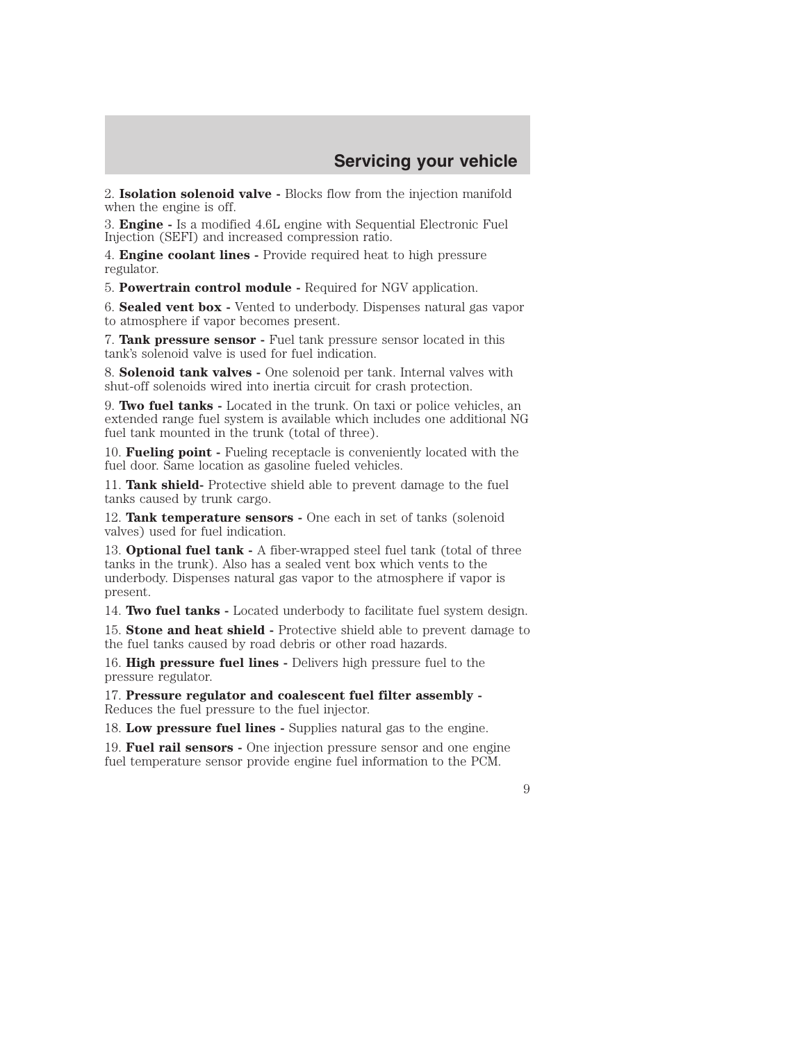2. **Isolation solenoid valve -** Blocks flow from the injection manifold when the engine is off.

3. **Engine -** Is a modified 4.6L engine with Sequential Electronic Fuel Injection (SEFI) and increased compression ratio.

4. **Engine coolant lines -** Provide required heat to high pressure regulator.

5. **Powertrain control module -** Required for NGV application.

6. **Sealed vent box -** Vented to underbody. Dispenses natural gas vapor to atmosphere if vapor becomes present.

7. **Tank pressure sensor -** Fuel tank pressure sensor located in this tank's solenoid valve is used for fuel indication.

8. **Solenoid tank valves -** One solenoid per tank. Internal valves with shut-off solenoids wired into inertia circuit for crash protection.

9. **Two fuel tanks -** Located in the trunk. On taxi or police vehicles, an extended range fuel system is available which includes one additional NG fuel tank mounted in the trunk (total of three).

10. **Fueling point -** Fueling receptacle is conveniently located with the fuel door. Same location as gasoline fueled vehicles.

11. **Tank shield-** Protective shield able to prevent damage to the fuel tanks caused by trunk cargo.

12. **Tank temperature sensors -** One each in set of tanks (solenoid valves) used for fuel indication.

13. **Optional fuel tank -** A fiber-wrapped steel fuel tank (total of three tanks in the trunk). Also has a sealed vent box which vents to the underbody. Dispenses natural gas vapor to the atmosphere if vapor is present.

14. **Two fuel tanks -** Located underbody to facilitate fuel system design.

15. **Stone and heat shield -** Protective shield able to prevent damage to the fuel tanks caused by road debris or other road hazards.

16. **High pressure fuel lines -** Delivers high pressure fuel to the pressure regulator.

17. **Pressure regulator and coalescent fuel filter assembly -** Reduces the fuel pressure to the fuel injector.

18. **Low pressure fuel lines -** Supplies natural gas to the engine.

19. **Fuel rail sensors -** One injection pressure sensor and one engine fuel temperature sensor provide engine fuel information to the PCM.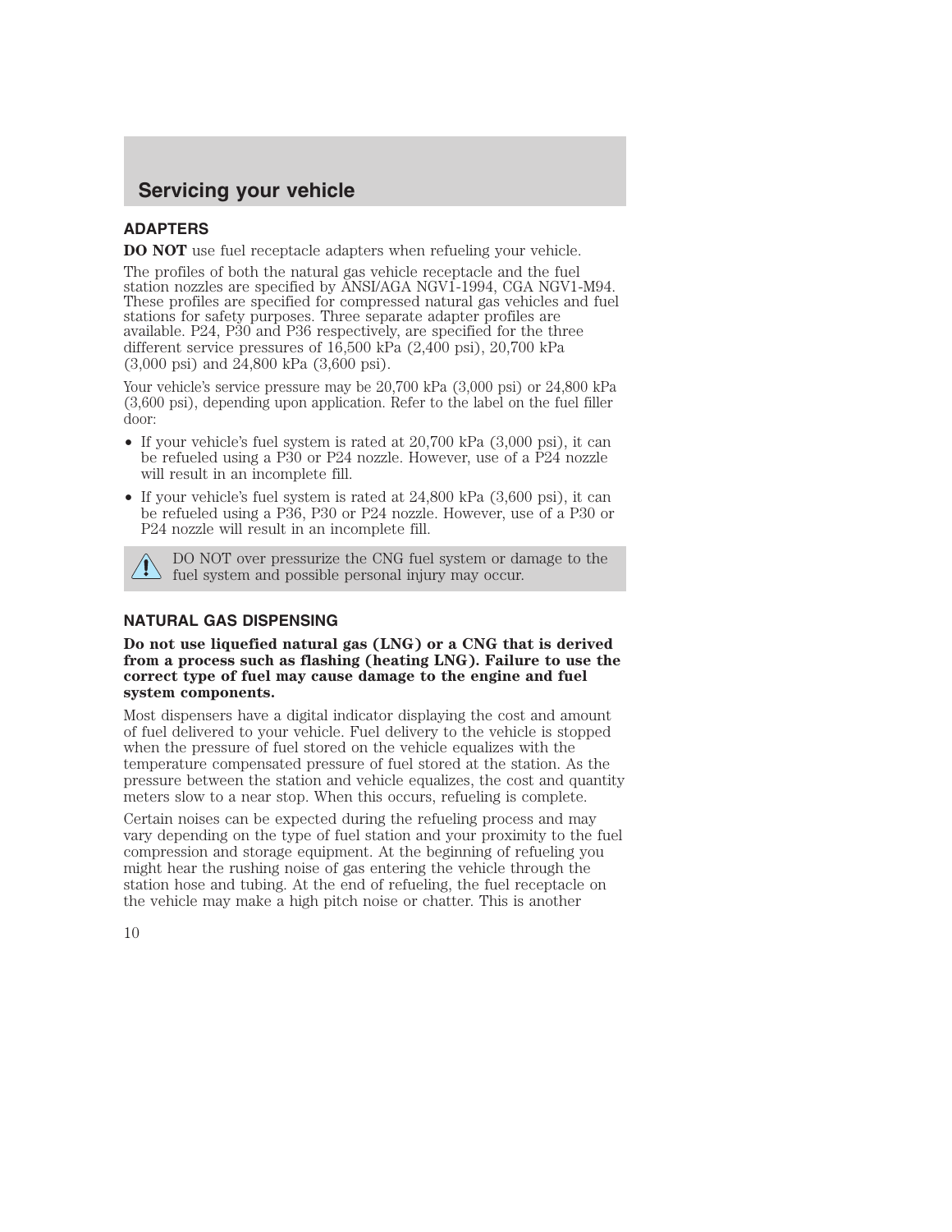## ADAPTERS

**DO NOT** use fuel receptacle adapters when refueling your vehicle.

The profiles of both the natural gas vehicle receptacle and the fuel station nozzles are specified by ANSI/AGA NGV1-1994, CGA NGV1-M94. These profiles are specified for compressed natural gas vehicles and fuel stations for safety purposes. Three separate adapter profiles are available. P24, P30 and P36 respectively, are specified for the three different service pressures of 16,500 kPa (2,400 psi), 20,700 kPa (3,000 psi) and 24,800 kPa (3,600 psi).

Your vehicle's service pressure may be 20,700 kPa (3,000 psi) or 24,800 kPa (3,600 psi), depending upon application. Refer to the label on the fuel filler door:

- If your vehicle's fuel system is rated at 20,700 kPa (3,000 psi), it can be refueled using a P30 or P24 nozzle. However, use of a P24 nozzle will result in an incomplete fill.
- If your vehicle's fuel system is rated at 24,800 kPa (3,600 psi), it can be refueled using a P36, P30 or P24 nozzle. However, use of a P30 or P24 nozzle will result in an incomplete fill.

DO NOT over pressurize the CNG fuel system or damage to the fuel system and possible personal injury may occur.

## NATURAL GAS DISPENSING

**Do not use liquefied natural gas (LNG) or a CNG that is derived from a process such as flashing (heating LNG). Failure to use the correct type of fuel may cause damage to the engine and fuel system components.**

Most dispensers have a digital indicator displaying the cost and amount of fuel delivered to your vehicle. Fuel delivery to the vehicle is stopped when the pressure of fuel stored on the vehicle equalizes with the temperature compensated pressure of fuel stored at the station. As the pressure between the station and vehicle equalizes, the cost and quantity meters slow to a near stop. When this occurs, refueling is complete.

Certain noises can be expected during the refueling process and may vary depending on the type of fuel station and your proximity to the fuel compression and storage equipment. At the beginning of refueling you might hear the rushing noise of gas entering the vehicle through the station hose and tubing. At the end of refueling, the fuel receptacle on the vehicle may make a high pitch noise or chatter. This is another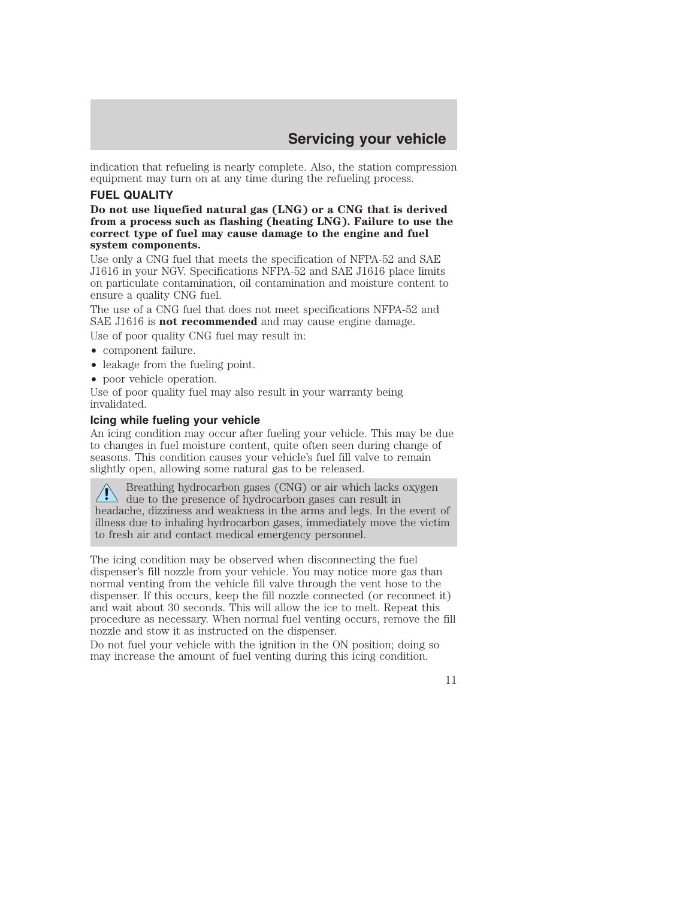indication that refueling is nearly complete. Also, the station compression equipment may turn on at any time during the refueling process.

## FUEL QUALITY

**Do not use liquefied natural gas (LNG) or a CNG that is derived from a process such as flashing (heating LNG). Failure to use the correct type of fuel may cause damage to the engine and fuel system components.**

Use only a CNG fuel that meets the specification of NFPA-52 and SAE J1616 in your NGV. Specifications NFPA-52 and SAE J1616 place limits on particulate contamination, oil contamination and moisture content to ensure a quality CNG fuel.

The use of a CNG fuel that does not meet specifications NFPA-52 and SAE J1616 is **not recommended** and may cause engine damage.

Use of poor quality CNG fuel may result in:

- component failure.
- leakage from the fueling point.
- poor vehicle operation.

Use of poor quality fuel may also result in your warranty being invalidated.

### Icing while fueling your vehicle

An icing condition may occur after fueling your vehicle. This may be due to changes in fuel moisture content, quite often seen during change of seasons. This condition causes your vehicle's fuel fill valve to remain slightly open, allowing some natural gas to be released.

> ⚠ Breathing hydrocarbon gases (CNG) or air which lacks oxygen due to the presence of hydrocarbon gases can result in headache, dizziness and weakness in the arms and legs. In the event of illness due to inhaling hydrocarbon gases, immediately move the victim to fresh air and contact medical emergency personnel.

The icing condition may be observed when disconnecting the fuel dispenser's fill nozzle from your vehicle. You may notice more gas than normal venting from the vehicle fill valve through the vent hose to the dispenser. If this occurs, keep the fill nozzle connected (or reconnect it) and wait about 30 seconds. This will allow the ice to melt. Repeat this procedure as necessary. When normal fuel venting occurs, remove the fill nozzle and stow it as instructed on the dispenser.

Do not fuel your vehicle with the ignition in the ON position; doing so may increase the amount of fuel venting during this icing condition.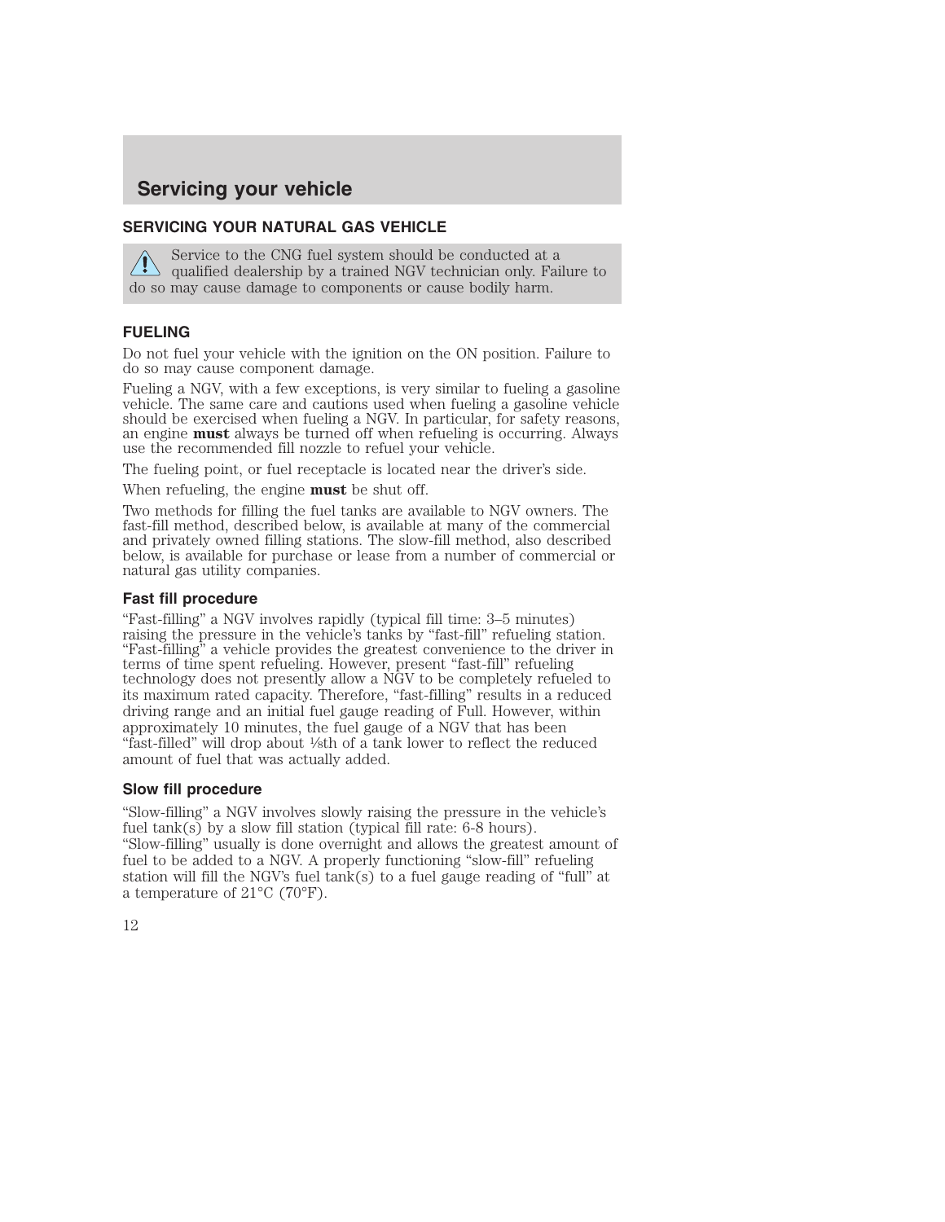# Servicing your vehicle

## SERVICING YOUR NATURAL GAS VEHICLE

Service to the CNG fuel system should be conducted at a qualified dealership by a trained NGV technician only. Failure to do so may cause damage to components or cause bodily harm.

### FUELING

Do not fuel your vehicle with the ignition on the ON position. Failure to do so may cause component damage.

Fueling a NGV, with a few exceptions, is very similar to fueling a gasoline vehicle. The same care and cautions used when fueling a gasoline vehicle should be exercised when fueling a NGV. In particular, for safety reasons, an engine **must** always be turned off when refueling is occurring. Always use the recommended fill nozzle to refuel your vehicle.

The fueling point, or fuel receptacle is located near the driver's side.

When refueling, the engine **must** be shut off.

Two methods for filling the fuel tanks are available to NGV owners. The fast-fill method, described below, is available at many of the commercial and privately owned filling stations. The slow-fill method, also described below, is available for purchase or lease from a number of commercial or natural gas utility companies.

#### Fast fill procedure

"Fast-filling" a NGV involves rapidly (typical fill time: 3–5 minutes) raising the pressure in the vehicle's tanks by "fast-fill" refueling station. "Fast-filling" a vehicle provides the greatest convenience to the driver in terms of time spent refueling. However, present "fast-fill" refueling technology does not presently allow a NGV to be completely refueled to its maximum rated capacity. Therefore, "fast-filling" results in a reduced driving range and an initial fuel gauge reading of Full. However, within approximately 10 minutes, the fuel gauge of a NGV that has been "fast-filled" will drop about ⅛th of a tank lower to reflect the reduced amount of fuel that was actually added.

#### Slow fill procedure

"Slow-filling" a NGV involves slowly raising the pressure in the vehicle's fuel tank(s) by a slow fill station (typical fill rate: 6-8 hours). "Slow-filling" usually is done overnight and allows the greatest amount of fuel to be added to a NGV. A properly functioning "slow-fill" refueling station will fill the NGV's fuel tank(s) to a fuel gauge reading of "full" at a temperature of 21°C (70°F).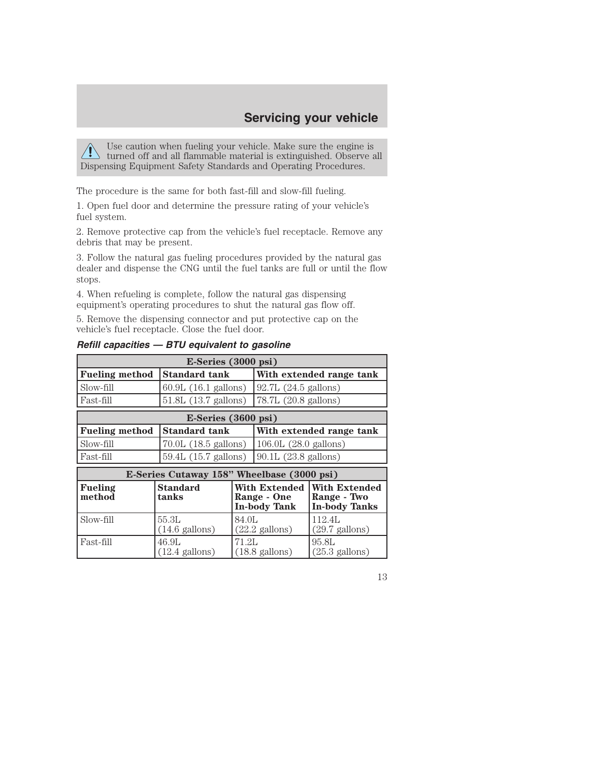## Servicing your vehicle

⚠ Use caution when fueling your vehicle. Make sure the engine is turned off and all flammable material is extinguished. Observe all Dispensing Equipment Safety Standards and Operating Procedures.

The procedure is the same for both fast-fill and slow-fill fueling.

1. Open fuel door and determine the pressure rating of your vehicle's fuel system.

2. Remove protective cap from the vehicle's fuel receptacle. Remove any debris that may be present.

3. Follow the natural gas fueling procedures provided by the natural gas dealer and dispense the CNG until the fuel tanks are full or until the flow stops.

4. When refueling is complete, follow the natural gas dispensing equipment's operating procedures to shut the natural gas flow off.

5. Remove the dispensing connector and put protective cap on the vehicle's fuel receptacle. Close the fuel door.

***Refill capacities — BTU equivalent to gasoline***

| E-Series (3000 psi) | | |
|---|---|---|
| **Fueling method** | **Standard tank** | **With extended range tank** |
| Slow-fill | 60.9L (16.1 gallons) | 92.7L (24.5 gallons) |
| Fast-fill | 51.8L (13.7 gallons) | 78.7L (20.8 gallons) |

| E-Series (3600 psi) | | |
|---|---|---|
| **Fueling method** | **Standard tank** | **With extended range tank** |
| Slow-fill | 70.0L (18.5 gallons) | 106.0L (28.0 gallons) |
| Fast-fill | 59.4L (15.7 gallons) | 90.1L (23.8 gallons) |

| E-Series Cutaway 158" Wheelbase (3000 psi) | | | |
|---|---|---|---|
| **Fueling method** | **Standard tanks** | **With Extended Range - One In-body Tank** | **With Extended Range - Two In-body Tanks** |
| Slow-fill | 55.3L (14.6 gallons) | 84.0L (22.2 gallons) | 112.4L (29.7 gallons) |
| Fast-fill | 46.9L (12.4 gallons) | 71.2L (18.8 gallons) | 95.8L (25.3 gallons) |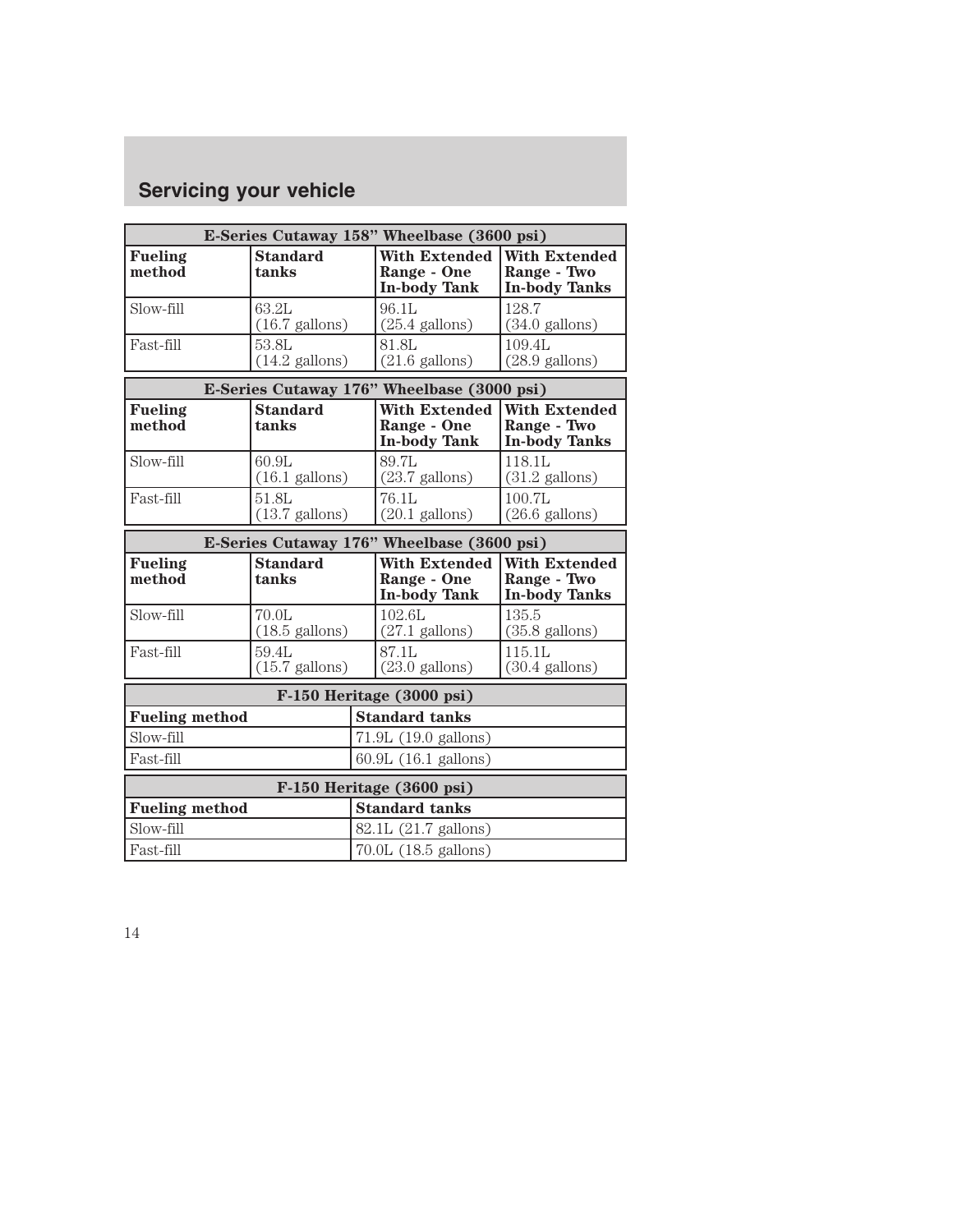## Servicing your vehicle

| E-Series Cutaway 158" Wheelbase (3600 psi) | | | |
|---|---|---|---|
| **Fueling method** | **Standard tanks** | **With Extended Range - One In-body Tank** | **With Extended Range - Two In-body Tanks** |
| Slow-fill | 63.2L (16.7 gallons) | 96.1L (25.4 gallons) | 128.7 (34.0 gallons) |
| Fast-fill | 53.8L (14.2 gallons) | 81.8L (21.6 gallons) | 109.4L (28.9 gallons) |

| E-Series Cutaway 176" Wheelbase (3000 psi) | | | |
|---|---|---|---|
| **Fueling method** | **Standard tanks** | **With Extended Range - One In-body Tank** | **With Extended Range - Two In-body Tanks** |
| Slow-fill | 60.9L (16.1 gallons) | 89.7L (23.7 gallons) | 118.1L (31.2 gallons) |
| Fast-fill | 51.8L (13.7 gallons) | 76.1L (20.1 gallons) | 100.7L (26.6 gallons) |

| E-Series Cutaway 176" Wheelbase (3600 psi) | | | |
|---|---|---|---|
| **Fueling method** | **Standard tanks** | **With Extended Range - One In-body Tank** | **With Extended Range - Two In-body Tanks** |
| Slow-fill | 70.0L (18.5 gallons) | 102.6L (27.1 gallons) | 135.5 (35.8 gallons) |
| Fast-fill | 59.4L (15.7 gallons) | 87.1L (23.0 gallons) | 115.1L (30.4 gallons) |

| F-150 Heritage (3000 psi) | |
|---|---|
| **Fueling method** | **Standard tanks** |
| Slow-fill | 71.9L (19.0 gallons) |
| Fast-fill | 60.9L (16.1 gallons) |

| F-150 Heritage (3600 psi) | |
|---|---|
| **Fueling method** | **Standard tanks** |
| Slow-fill | 82.1L (21.7 gallons) |
| Fast-fill | 70.0L (18.5 gallons) |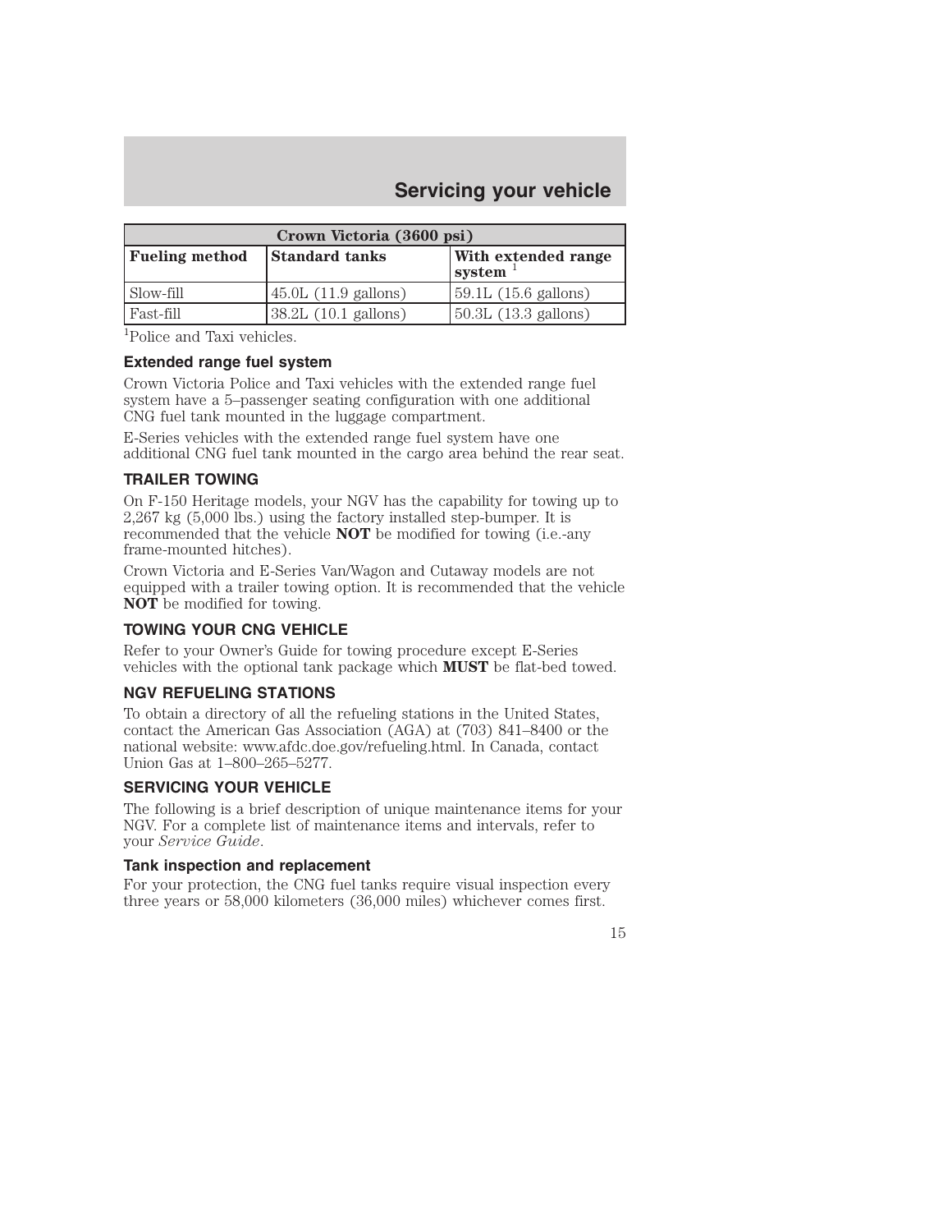| Crown Victoria (3600 psi) | | |
|---|---|---|
| **Fueling method** | **Standard tanks** | **With extended range system** [1] |
| Slow-fill | 45.0L (11.9 gallons) | 59.1L (15.6 gallons) |
| Fast-fill | 38.2L (10.1 gallons) | 50.3L (13.3 gallons) |

[1]Police and Taxi vehicles.

### Extended range fuel system

Crown Victoria Police and Taxi vehicles with the extended range fuel system have a 5–passenger seating configuration with one additional CNG fuel tank mounted in the luggage compartment.

E-Series vehicles with the extended range fuel system have one additional CNG fuel tank mounted in the cargo area behind the rear seat.

## TRAILER TOWING

On F-150 Heritage models, your NGV has the capability for towing up to 2,267 kg (5,000 lbs.) using the factory installed step-bumper. It is recommended that the vehicle **NOT** be modified for towing (i.e.-any frame-mounted hitches).

Crown Victoria and E-Series Van/Wagon and Cutaway models are not equipped with a trailer towing option. It is recommended that the vehicle **NOT** be modified for towing.

## TOWING YOUR CNG VEHICLE

Refer to your Owner's Guide for towing procedure except E-Series vehicles with the optional tank package which **MUST** be flat-bed towed.

## NGV REFUELING STATIONS

To obtain a directory of all the refueling stations in the United States, contact the American Gas Association (AGA) at (703) 841–8400 or the national website: www.afdc.doe.gov/refueling.html. In Canada, contact Union Gas at 1–800–265–5277.

## SERVICING YOUR VEHICLE

The following is a brief description of unique maintenance items for your NGV. For a complete list of maintenance items and intervals, refer to your *Service Guide*.

### Tank inspection and replacement

For your protection, the CNG fuel tanks require visual inspection every three years or 58,000 kilometers (36,000 miles) whichever comes first.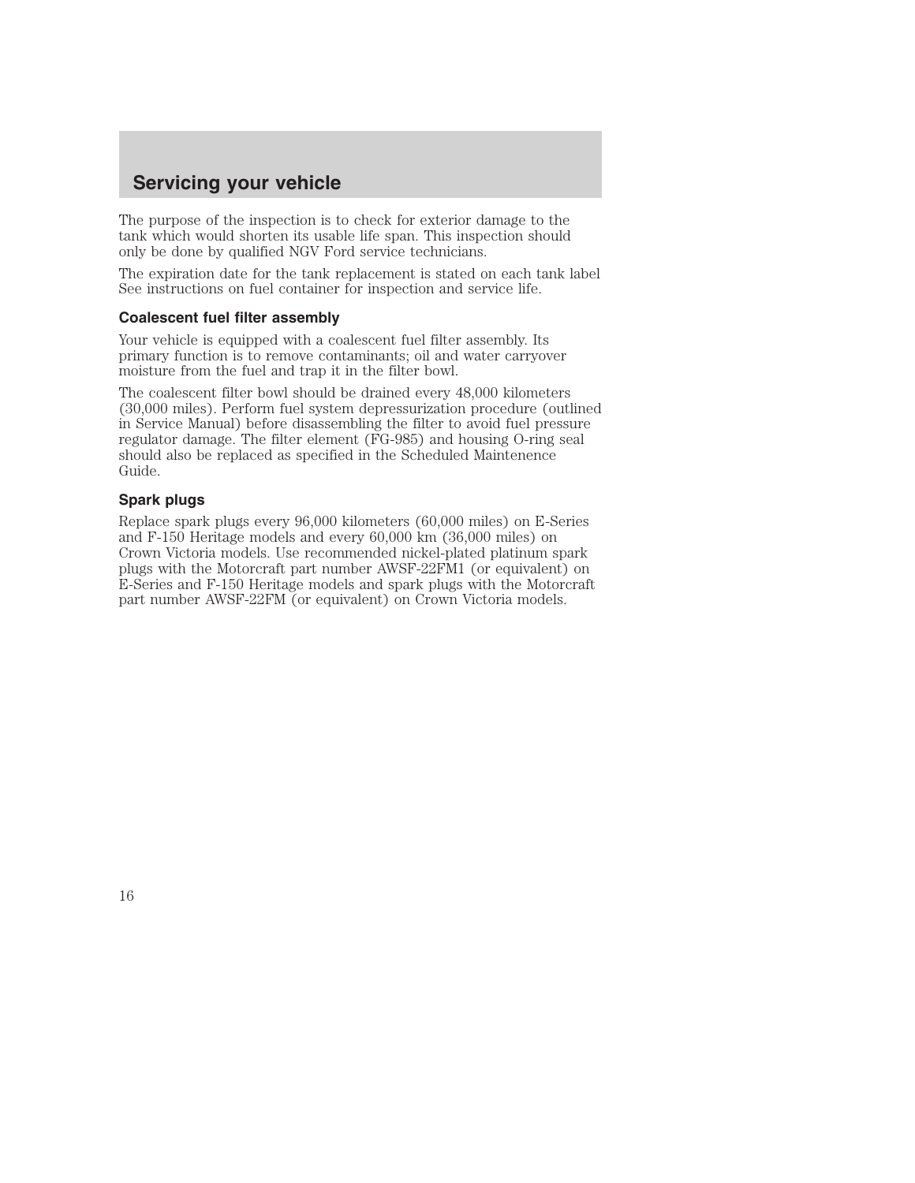## Servicing your vehicle

The purpose of the inspection is to check for exterior damage to the tank which would shorten its usable life span. This inspection should only be done by qualified NGV Ford service technicians.

The expiration date for the tank replacement is stated on each tank label See instructions on fuel container for inspection and service life.

### Coalescent fuel filter assembly

Your vehicle is equipped with a coalescent fuel filter assembly. Its primary function is to remove contaminants; oil and water carryover moisture from the fuel and trap it in the filter bowl.

The coalescent filter bowl should be drained every 48,000 kilometers (30,000 miles). Perform fuel system depressurization procedure (outlined in Service Manual) before disassembling the filter to avoid fuel pressure regulator damage. The filter element (FG-985) and housing O-ring seal should also be replaced as specified in the Scheduled Maintenence Guide.

### Spark plugs

Replace spark plugs every 96,000 kilometers (60,000 miles) on E-Series and F-150 Heritage models and every 60,000 km (36,000 miles) on Crown Victoria models. Use recommended nickel-plated platinum spark plugs with the Motorcraft part number AWSF-22FM1 (or equivalent) on E-Series and F-150 Heritage models and spark plugs with the Motorcraft part number AWSF-22FM (or equivalent) on Crown Victoria models.